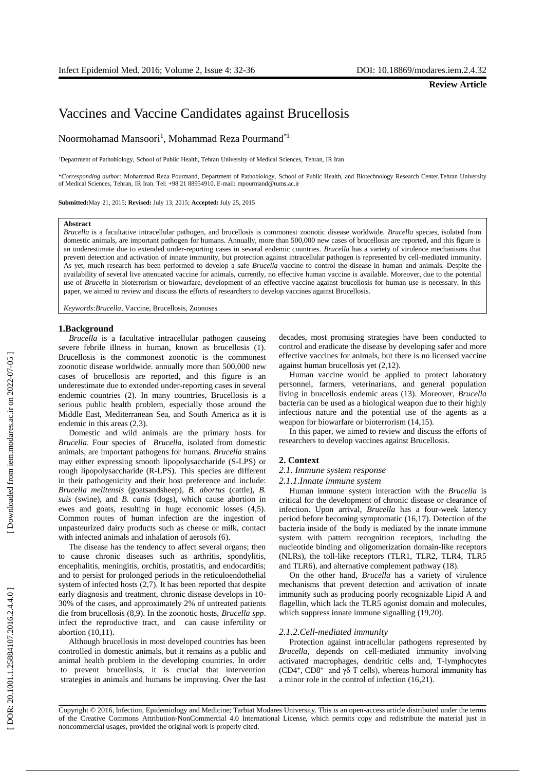**Review Article**

# Vaccines and Vaccine Candidates against Brucellosis

Noormohamad Mansoori[1], Mohammad Reza Pourmand[*1]

[1]Department of Pathobiology, School of Public Health, Tehran University of Medical Sciences, Tehran, IR Iran

**Corresponding author:* Mohammad Reza Pourmand, Department of Pathobiology, School of Public Health, and Biotechnology Research Center,Tehran University of Medical Sciences, Tehran, IR Iran. Tel: +98 21 88954910, E-mail: mpourmand@tums.ac.ir

**Submitted:**May 21, 2015; **Revised:** July 13, 2015; **Accepted:** July 25, 2015

**Abstract**

*Brucella* is a facultative intracellular pathogen, and brucellosis is commonest zoonotic disease worldwide. *Brucella* species, isolated from domestic animals, are important pathogen for humans. Annually, more than 500,000 new cases of brucellosis are reported, and this figure is an underestimate due to extended under-reporting cases in several endemic countries. *Brucella* has a variety of virulence mechanisms that prevent detection and activation of innate immunity, but protection against intracellular pathogen is represented by cell-mediated immunity. As yet, much research has been performed to develop a safe *Brucella* vaccine to control the disease in human and animals. Despite the availability of several live attenuated vaccine for animals, currently, no effective human vaccine is available. Moreover, due to the potential use of *Brucella* in bioterrorism or biowarfare, development of an effective vaccine against brucellosis for human use is necessary. In this paper, we aimed to review and discuss the efforts of researchers to develop vaccines against Brucellosis.

*Keywords:Brucella*, Vaccine, Brucellosis, Zoonoses

## 1.Background

*Brucella* is a facultative intracellular pathogen causeing severe febrile illness in human, known as brucellosis (1). Brucellosis is the commonest zoonotic is the commonest zoonotic disease worldwide. annually more than 500,000 new cases of brucellosis are reported, and this figure is an underestimate due to extended under-reporting cases in several endemic countries (2). In many countries, Brucellosis is a serious public health problem, especially those around the Middle East, Mediterranean Sea, and South America as it is endemic in this areas (2,3).

Domestic and wild animals are the primary hosts for *Brucella*. Four species of *Brucella*, isolated from domestic animals, are important pathogens for humans. *Brucella* strains may either expressing smooth lipopolysaccharide (S-LPS) or rough lipopolysaccharide (R-LPS). This species are different in their pathogenicity and their host preference and include: *Brucella melitensis* (goatsandsheep), *B. abortus* (cattle), *B. suis* (swine), and *B. canis* (dogs), which cause abortion in ewes and goats, resulting in huge economic losses (4,5). Common routes of human infection are the ingestion of unpasteurized dairy products such as cheese or milk, contact with infected animals and inhalation of aerosols (6).

The disease has the tendency to affect several organs; then to cause chronic diseases such as arthritis, spondylitis, encephalitis, meningitis, orchitis, prostatitis, and endocarditis; and to persist for prolonged periods in the reticuloendothelial system of infected hosts (2,7). It has been reported that despite early diagnosis and treatment, chronic disease develops in 10-30% of the cases, and approximately 2% of untreated patients die from brucellosis (8,9). In the zoonotic hosts, *Brucella spp*. infect the reproductive tract, and can cause infertility or abortion (10,11).

Although brucellosis in most developed countries has been controlled in domestic animals, but it remains as a public and animal health problem in the developing countries. In order to prevent brucellosis, it is crucial that intervention strategies in animals and humans be improving. Over the last decades, most promising strategies have been conducted to control and eradicate the disease by developing safer and more effective vaccines for animals, but there is no licensed vaccine against human brucellosis yet (2,12).

Human vaccine would be applied to protect laboratory personnel, farmers, veterinarians, and general population living in brucellosis endemic areas (13). Moreover, *Brucella* bacteria can be used as a biological weapon due to their highly infectious nature and the potential use of the agents as a weapon for biowarfare or bioterrorism (14,15).

In this paper, we aimed to review and discuss the efforts of researchers to develop vaccines against Brucellosis.

## 2. Context

### *2.1. Immune system response*

#### *2.1.1.Innate immune system*

Human immune system interaction with the *Brucella* is critical for the development of chronic disease or clearance of infection. Upon arrival, *Brucella* has a four-week latency period before becoming symptomatic (16,17). Detection of the bacteria inside of the body is mediated by the innate immune system with pattern recognition receptors, including the nucleotide binding and oligomerization domain-like receptors (NLRs), the toll-like receptors (TLR1, TLR2, TLR4, TLR5 and TLR6), and alternative complement pathway (18).

On the other hand, *Brucella* has a variety of virulence mechanisms that prevent detection and activation of innate immunity such as producing poorly recognizable Lipid A and flagellin, which lack the TLR5 agonist domain and molecules, which suppress innate immune signalling (19,20).

#### *2.1.2.Cell-mediated immunity*

Protection against intracellular pathogens represented by *Brucella*, depends on cell-mediated immunity involving activated macrophages, dendritic cells and, T-lymphocytes ($CD4^+$, $CD8^+$ and γδ T cells), whereas humoral immunity has a minor role in the control of infection (16,21).

Copyright © 2016, Infection, Epidemiology and Medicine; Tarbiat Modares University. This is an open-access article distributed under the terms of the Creative Commons Attribution-NonCommercial 4.0 International License, which permits copy and redistribute the material just in noncommercial usages, provided the original work is properly cited.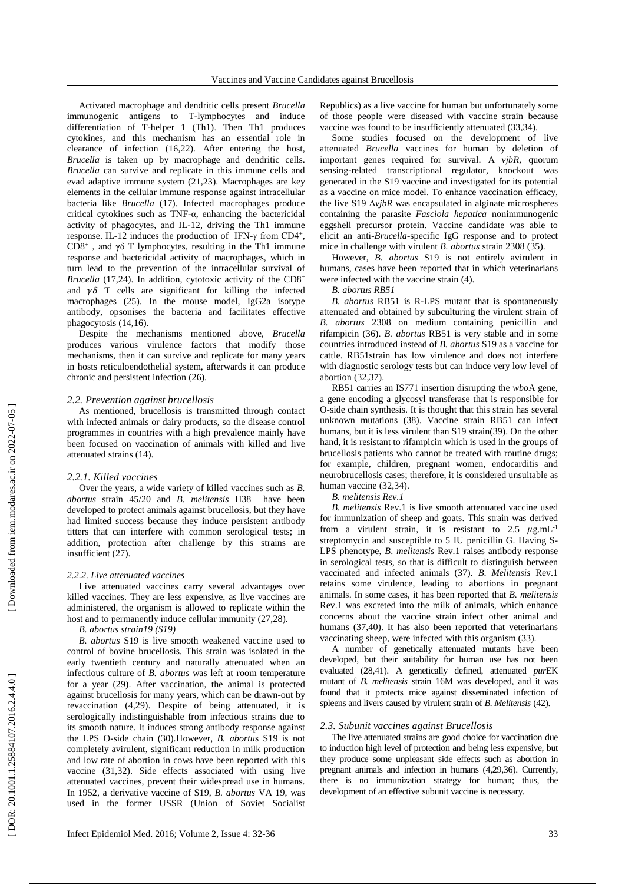Activated macrophage and dendritic cells present *Brucella* immunogenic antigens to T-lymphocytes and induce differentiation of T-helper 1 (Th1). Then Th1 produces cytokines, and this mechanism has an essential role in clearance of infection (16,22). After entering the host, *Brucella* is taken up by macrophage and dendritic cells. *Brucella* can survive and replicate in this immune cells and evad adaptive immune system (21,23). Macrophages are key elements in the cellular immune response against intracellular bacteria like *Brucella* (17). Infected macrophages produce critical cytokines such as TNF-α, enhancing the bactericidal activity of phagocytes, and IL-12, driving the Th1 immune response. IL-12 induces the production of IFN-γ from $CD4^+$, $CD8^+$, and γδ T lymphocytes, resulting in the Th1 immune response and bactericidal activity of macrophages, which in turn lead to the prevention of the intracellular survival of *Brucella* (17,24). In addition, cytotoxic activity of the $CD8^+$ and $\gamma\delta$ T cells are significant for killing the infected macrophages (25). In the mouse model, IgG2a isotype antibody, opsonises the bacteria and facilitates effective phagocytosis (14,16).

Despite the mechanisms mentioned above, *Brucella* produces various virulence factors that modify those mechanisms, then it can survive and replicate for many years in hosts reticuloendothelial system, afterwards it can produce chronic and persistent infection (26).

### *2.2. Prevention against brucellosis*

As mentioned, brucellosis is transmitted through contact with infected animals or dairy products, so the disease control programmes in countries with a high prevalence mainly have been focused on vaccination of animals with killed and live attenuated strains (14).

#### *2.2.1. Killed vaccines*

Over the years, a wide variety of killed vaccines such as *B. abortus* strain 45/20 and *B. melitensis* H38 have been developed to protect animals against brucellosis, but they have had limited success because they induce persistent antibody titters that can interfere with common serological tests; in addition, protection after challenge by this strains are insufficient (27).

#### *2.2.2. Live attenuated vaccines*

Live attenuated vaccines carry several advantages over killed vaccines. They are less expensive, as live vaccines are administered, the organism is allowed to replicate within the host and to permanently induce cellular immunity (27,28).

*B. abortus strain19 (S19)*

*B. abortus* S19 is live smooth weakened vaccine used to control of bovine brucellosis. This strain was isolated in the early twentieth century and naturally attenuated when an infectious culture of *B. abortus* was left at room temperature for a year (29). After vaccination, the animal is protected against brucellosis for many years, which can be drawn-out by revaccination (4,29). Despite of being attenuated, it is serologically indistinguishable from infectious strains due to its smooth nature. It induces strong antibody response against the LPS O-side chain (30).However, *B. abortus* S19 is not completely avirulent, significant reduction in milk production and low rate of abortion in cows have been reported with this vaccine (31,32). Side effects associated with using live attenuated vaccines, prevent their widespread use in humans. In 1952, a derivative vaccine of S19, *B. abortus* VA 19, was used in the former USSR (Union of Soviet Socialist Republics) as a live vaccine for human but unfortunately some of those people were diseased with vaccine strain because vaccine was found to be insufficiently attenuated (33,34).

Some studies focused on the development of live attenuated *Brucella* vaccines for human by deletion of important genes required for survival. A *vjbR*, quorum sensing-related transcriptional regulator, knockout was generated in the S19 vaccine and investigated for its potential as a vaccine on mice model. To enhance vaccination efficacy, the live S19 Δ*vjbR* was encapsulated in alginate microspheres containing the parasite *Fasciola hepatica* nonimmunogenic eggshell precursor protein. Vaccine candidate was able to elicit an anti-*Brucella*-specific IgG response and to protect mice in challenge with virulent *B. abortus* strain 2308 (35).

However, *B. abortus* S19 is not entirely avirulent in humans, cases have been reported that in which veterinarians were infected with the vaccine strain (4).

*B. abortus RB51*

*B. abortus* RB51 is R-LPS mutant that is spontaneously attenuated and obtained by subculturing the virulent strain of *B. abortus* 2308 on medium containing penicillin and rifampicin (36). *B. abortus* RB51 is very stable and in some countries introduced instead of *B. abortus* S19 as a vaccine for cattle. RB51strain has low virulence and does not interfere with diagnostic serology tests but can induce very low level of abortion (32,37).

RB51 carries an IS771 insertion disrupting the *wbo*A gene, a gene encoding a glycosyl transferase that is responsible for O-side chain synthesis. It is thought that this strain has several unknown mutations (38). Vaccine strain RB51 can infect humans, but it is less virulent than S19 strain(39). On the other hand, it is resistant to rifampicin which is used in the groups of brucellosis patients who cannot be treated with routine drugs; for example, children, pregnant women, endocarditis and neurobrucellosis cases; therefore, it is considered unsuitable as human vaccine (32,34).

*B. melitensis Rev.1*

*B. melitensis* Rev.1 is live smooth attenuated vaccine used for immunization of sheep and goats. This strain was derived from a virulent strain, it is resistant to 2.5 $\mu g.mL^{-1}$ streptomycin and susceptible to 5 IU penicillin G. Having S-LPS phenotype, *B. melitensis* Rev.1 raises antibody response in serological tests, so that is difficult to distinguish between vaccinated and infected animals (37). *B. Melitensis* Rev.1 retains some virulence, leading to abortions in pregnant animals. In some cases, it has been reported that *B. melitensis* Rev.1 was excreted into the milk of animals, which enhance concerns about the vaccine strain infect other animal and humans (37,40). It has also been reported that veterinarians vaccinating sheep, were infected with this organism (33).

A number of genetically attenuated mutants have been developed, but their suitability for human use has not been evaluated (28,41). A genetically defined, attenuated *pur*EK mutant of *B. melitensis* strain 16M was developed, and it was found that it protects mice against disseminated infection of spleens and livers caused by virulent strain of *B. Melitensis* (42).

### *2.3. Subunit vaccines against Brucellosis*

The live attenuated strains are good choice for vaccination due to induction high level of protection and being less expensive, but they produce some unpleasant side effects such as abortion in pregnant animals and infection in humans (4,29,36). Currently, there is no immunization strategy for human; thus, the development of an effective subunit vaccine is necessary.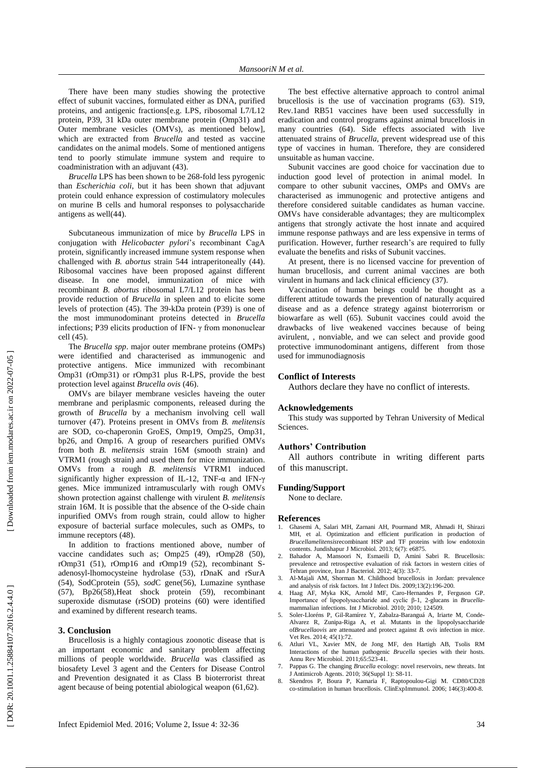There have been many studies showing the protective effect of subunit vaccines, formulated either as DNA, purified proteins, and antigenic fractions[e.g. LPS, ribosomal L7/L12 protein, P39, 31 kDa outer membrane protein (Omp31) and Outer membrane vesicles (OMVs), as mentioned below], which are extracted from *Brucella* and tested as vaccine candidates on the animal models. Some of mentioned antigens tend to poorly stimulate immune system and require to coadministration with an adjuvant (43).

*Brucella* LPS has been shown to be 268-fold less pyrogenic than *Escherichia coli*, but it has been shown that adjuvant protein could enhance expression of costimulatory molecules on murine B cells and humoral responses to polysaccharide antigens as well(44).

Subcutaneous immunization of mice by *Brucella* LPS in conjugation with *Helicobacter pylori*'s recombinant CagA protein, significantly increased immune system response when challenged with *B. abortus* strain 544 intraperitoneally (44). Ribosomal vaccines have been proposed against different disease. In one model, immunization of mice with recombinant *B. abortus* ribosomal L7/L12 protein has been provide reduction of *Brucella* in spleen and to elicite some levels of protection (45). The 39-kDa protein (P39) is one of the most immunodominant proteins detected in *Brucella* infections; P39 elicits production of IFN- γ from mononuclear cell (45).

The *Brucella spp*. major outer membrane proteins (OMPs) were identified and characterised as immunogenic and protective antigens. Mice immunized with recombinant Omp31 (rOmp31) or rOmp31 plus R-LPS, provide the best protection level against *Brucella ovis* (46).

OMVs are bilayer membrane vesicles haveing the outer membrane and periplasmic components, released during the growth of *Brucella* by a mechanism involving cell wall turnover (47). Proteins present in OMVs from *B. melitensis* are SOD, co-chaperonin GroES, Omp19, Omp25, Omp31, bp26, and Omp16. A group of researchers purified OMVs from both *B. melitensis* strain 16M (smooth strain) and VTRM1 (rough strain) and used them for mice immunization. OMVs from a rough *B. melitensis* VTRM1 induced significantly higher expression of IL-12, TNF-α and IFN-γ genes. Mice immunized intramuscularly with rough OMVs shown protection against challenge with virulent *B. melitensis* strain 16M. It is possible that the absence of the O-side chain inpurified OMVs from rough strain, could allow to higher exposure of bacterial surface molecules, such as OMPs, to immune receptors (48).

In addition to fractions mentioned above, number of vaccine candidates such as; Omp25 (49), rOmp28 (50), rOmp31 (51), rOmp16 and rOmp19 (52), recombinant S-adenosyl-lhomocysteine hydrolase (53), rDnaK and rSurA (54), SodCprotein (55), *sod*C gene(56), Lumazine synthase (57), Bp26(58),Heat shock protein (59), recombinant superoxide dismutase (rSOD) proteins (60) were identified and examined by different research teams.

## 3. Conclusion

Brucellosis is a highly contagious zoonotic disease that is an important economic and sanitary problem affecting millions of people worldwide. *Brucella* was classified as biosafety Level 3 agent and the Centers for Disease Control and Prevention designated it as Class B bioterrorist threat agent because of being potential abiological weapon (61,62).

The best effective alternative approach to control animal brucellosis is the use of vaccination programs (63). S19, Rev.1and RB51 vaccines have been used successfully in eradication and control programs against animal brucellosis in many countries (64). Side effects associated with live attenuated strains of *Brucella*, prevent widespread use of this type of vaccines in human. Therefore, they are considered unsuitable as human vaccine.

Subunit vaccines are good choice for vaccination due to induction good level of protection in animal model. In compare to other subunit vaccines, OMPs and OMVs are characterised as immunogenic and protective antigens and therefore considered suitable candidates as human vaccine. OMVs have considerable advantages; they are multicomplex antigens that strongly activate the host innate and acquired immune response pathways and are less expensive in terms of purification. However, further research's are required to fully evaluate the benefits and risks of Subunit vaccines.

At present, there is no licensed vaccine for prevention of human brucellosis, and current animal vaccines are both virulent in humans and lack clinical efficiency (37).

Vaccination of human beings could be thought as a different attitude towards the prevention of naturally acquired disease and as a defence strategy against bioterrorism or biowarfare as well (65). Subunit vaccines could avoid the drawbacks of live weakened vaccines because of being avirulent, , nonviable, and we can select and provide good protective immunodominant antigens, different from those used for immunodiagnosis

### Conflict of Interests

Authors declare they have no conflict of interests.

### Acknowledgements

This study was supported by Tehran University of Medical Sciences.

### Authors' Contribution

All authors contribute in writing different parts of this manuscript.

### Funding/Support

None to declare.

### References

1. Ghasemi A, Salari MH, Zarnani AH, Pourmand MR, Ahmadi H, Shirazi MH, et al. Optimization and efficient purification in production of *Brucellamelitensis*recombinant HSP and TF proteins with low endotoxin contents. Jundishapur J Microbiol. 2013; 6(7): e6875.
2. Bahador A, Mansoori N, Esmaeili D, Amini Sabri R. Brucellosis: prevalence and retrospective evaluation of risk factors in western cities of Tehran province, Iran J Bacteriol. 2012; 4(3): 33-7.
3. Al-Majali AM, Shorman M. Childhood brucellosis in Jordan: prevalence and analysis of risk factors. Int J Infect Dis. 2009;13(2):196-200.
4. Haag AF, Myka KK, Arnold MF, Caro-Hernandes P, Ferguson GP. Importance of lipopolysaccharide and cyclic β-1, 2-glucans in *Brucella*-mammalian infections. Int J Microbiol. 2010; 2010; 124509.
5. Soler-Lloréns P, Gil-Ramírez Y, Zabalza-Baranguá A, Iriarte M, Conde-Alvarez R, Zunipa-Riga A, et al. Mutants in the lipopolysaccharide of*Brucellaovis* are attenuated and protect against *B. ovis* infection in mice. Vet Res. 2014; 45(1):72.
6. Atluri VL, Xavier MN, de Jong MF, den Hartigh AB, Tsolis RM Interactions of the human pathogenic *Brucella* species with their hosts. Annu Rev Microbiol. 2011;65:523-41.
7. Pappas G. The changing *Brucella* ecology: novel reservoirs, new threats. Int J Antimicrob Agents. 2010; 36(Suppl 1): S8-11.
8. Skendros P, Boura P, Kamaria F, Raptopoulou-Gigi M. CD80/CD28 co-stimulation in human brucellosis. ClinExpImmunol. 2006; 146(3):400-8.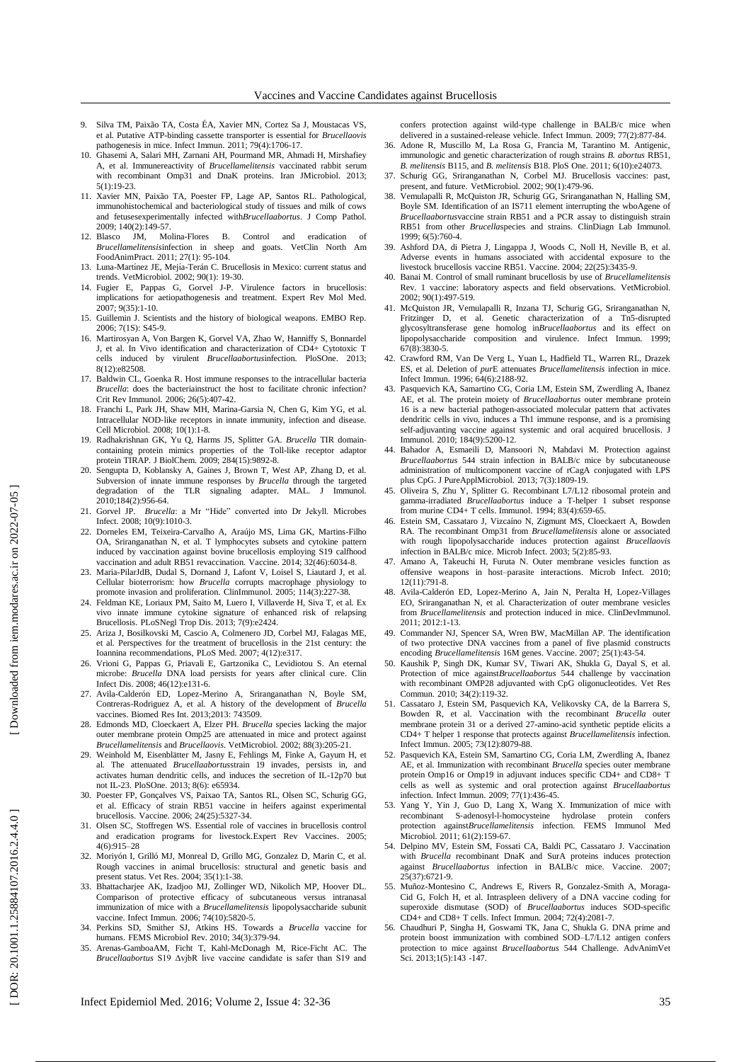9. Silva TM, Paixão TA, Costa ÉA, Xavier MN, Cortez Sa J, Moustacas VS, et al. Putative ATP-binding cassette transporter is essential for *Brucellaovis* pathogenesis in mice. Infect Immun. 2011; 79(4):1706-17.
10. Ghasemi A, Salari MH, Zarnani AH, Pourmand MR, Ahmadi H, Mirshafiey A, et al. Immunereactivity of *Brucellamelitensis* vaccinated rabbit serum with recombinant Omp31 and DnaK proteins. Iran JMicrobiol. 2013; 5(1):19-23.
11. Xavier MN, Paixão TA, Poester FP, Lage AP, Santos RL. Pathological, immunohistochemical and bacteriological study of tissues and milk of cows and fetusesexperimentally infected with*Brucellaabortus*. J Comp Pathol. 2009; 140(2):149-57.
12. Blasco JM, Molina-Flores B. Control and eradication of *Brucellamelitensis*infection in sheep and goats. VetClin North Am FoodAnimPract. 2011; 27(1): 95-104.
13. Luna-Martínez JE, Mejía-Terán C. Brucellosis in Mexico: current status and trends. VetMicrobiol. 2002; 90(1): 19-30.
14. Fugier E, Pappas G, Gorvel J-P. Virulence factors in brucellosis: implications for aetiopathogenesis and treatment. Expert Rev Mol Med. 2007; 9(35):1-10.
15. Guillemin J. Scientists and the history of biological weapons. EMBO Rep. 2006; 7(1S): S45-9.
16. Martirosyan A, Von Bargen K, Gorvel VA, Zhao W, Hanniffy S, Bonnardel J, et al. In Vivo identification and characterization of CD4+ Cytotoxic T cells induced by virulent *Brucellaabortus*infection. PloSOne. 2013; 8(12):e82508.
17. Baldwin CL, Goenka R. Host immune responses to the intracellular bacteria *Brucella*: does the bacteriainstruct the host to facilitate chronic infection? Crit Rev Immunol. 2006; 26(5):407-42.
18. Franchi L, Park JH, Shaw MH, Marina-Garsia N, Chen G, Kim YG, et al. Intracellular NOD-like receptors in innate immunity, infection and disease. Cell Microbiol. 2008; 10(1):1-8.
19. Radhakrishnan GK, Yu Q, Harms JS, Splitter GA. *Brucella* TIR domain-containing protein mimics properties of the Toll-like receptor adaptor protein TIRAP. J BiolChem. 2009; 284(15):9892-8.
20. Sengupta D, Koblansky A, Gaines J, Brown T, West AP, Zhang D, et al. Subversion of innate immune responses by *Brucella* through the targeted degradation of the TLR signaling adapter. MAL. J Immunol. 2010;184(2):956-64.
21. Gorvel JP. *Brucella*: a Mr "Hide" converted into Dr Jekyll. Microbes Infect. 2008; 10(9):1010-3.
22. Dorneles EM, Teixeira-Carvalho A, Araújo MS, Lima GK, Martins-Filho OA, Sriranganathan N, et al. T lymphocytes subsets and cytokine pattern induced by vaccination against bovine brucellosis employing S19 calfhood vaccination and adult RB51 revaccination. Vaccine. 2014; 32(46):6034-8.
23. Maria-PilarJdB, Dudal S, Dornand J, Lafont V, Loisel S, Liautard J, et al. Cellular bioterrorism: how *Brucella* corrupts macrophage physiology to promote invasion and proliferation. ClinImmunol. 2005; 114(3):227-38.
24. Feldman KE, Loriaux PM, Saito M, Luero I, Villaverde H, Siva T, et al. Ex vivo innate immune cytokine signature of enhanced risk of relapsing Brucellosis. PLoSNegl Trop Dis. 2013; 7(9):e2424.
25. Ariza J, Bosilkovski M, Cascio A, Colmenero JD, Corbel MJ, Falagas ME, et al. Perspectives for the treatment of brucellosis in the 21st century: the Ioannina recommendations, PLoS Med. 2007; 4(12):e317.
26. Vrioni G, Pappas G, Priavali E, Gartzonika C, Levidiotou S. An eternal microbe: *Brucella* DNA load persists for years after clinical cure. Clin Infect Dis. 2008; 46(12):e131-6.
27. Avila-Calderón ED, Lopez-Merino A, Sriranganathan N, Boyle SM, Contreras-Rodriguez A, et al. A history of the development of *Brucella* vaccines. Biomed Res Int. 2013;2013: 743509.
28. Edmonds MD, Cloeckaert A, Elzer PH. *Brucella* species lacking the major outer membrane protein Omp25 are attenuated in mice and protect against *Brucellamelitensis* and *Brucellaovis*. VetMicrobiol. 2002; 88(3):205-21.
29. Weinhold M, Eisenblätter M, Jasny E, Fehlings M, Finke A, Gayum H, et al. The attenuated *Brucellaabortus*strain 19 invades, persists in, and activates human dendritic cells, and induces the secretion of IL-12p70 but not IL-23. PloSOne. 2013; 8(6): e65934.
30. Poester FP, Gonçalves VS, Paixao TA, Santos RL, Olsen SC, Schurig GG, et al. Efficacy of strain RB51 vaccine in heifers against experimental brucellosis. Vaccine. 2006; 24(25):5327-34.
31. Olsen SC, Stoffregen WS. Essential role of vaccines in brucellosis control and eradication programs for livestock.Expert Rev Vaccines. 2005; 4(6):915–28
32. Moriyón I, Grilló MJ, Monreal D, Grillo MG, Gonzalez D, Marin C, et al. Rough vaccines in animal brucellosis: structural and genetic basis and present status. Vet Res. 2004; 35(1):1-38.
33. Bhattacharjee AK, Izadjoo MJ, Zollinger WD, Nikolich MP, Hoover DL. Comparison of protective efficacy of subcutaneous versus intranasal immunization of mice with a *Brucellamelitensis* lipopolysaccharide subunit vaccine. Infect Immun. 2006; 74(10):5820-5.
34. Perkins SD, Smither SJ, Atkins HS. Towards a *Brucella* vaccine for humans. FEMS Microbiol Rev. 2010; 34(3):379-94.
35. Arenas-GamboaAM, Ficht T, Kahl-McDonagh M, Rice-Ficht AC. The *Brucellaabortus* S19 ΔvjbR live vaccine candidate is safer than S19 and confers protection against wild-type challenge in BALB/c mice when delivered in a sustained-release vehicle. Infect Immun. 2009; 77(2):877-84.
36. Adone R, Muscillo M, La Rosa G, Francia M, Tarantino M. Antigenic, immunologic and genetic characterization of rough strains *B. abortus* RB51, *B. melitensis* B115, and *B. melitensis* B18. PloS One. 2011; 6(10):e24073.
37. Schurig GG, Sriranganathan N, Corbel MJ. Brucellosis vaccines: past, present, and future. VetMicrobiol. 2002; 90(1):479-96.
38. Vemulapalli R, McQuiston JR, Schurig GG, Sriranganathan N, Halling SM, Boyle SM. Identification of an IS711 element interrupting the wboAgene of *Brucellaabortus*vaccine strain RB51 and a PCR assay to distinguish strain RB51 from other *Brucella*species and strains. ClinDiagn Lab Immunol. 1999; 6(5):760-4.
39. Ashford DA, di Pietra J, Lingappa J, Woods C, Noll H, Neville B, et al. Adverse events in humans associated with accidental exposure to the livestock brucellosis vaccine RB51. Vaccine. 2004; 22(25):3435-9.
40. Banai M. Control of small ruminant brucellosis by use of *Brucellamelitensis* Rev. 1 vaccine: laboratory aspects and field observations. VetMicrobiol. 2002; 90(1):497-519.
41. McQuiston JR, Vemulapalli R, Inzana TJ, Schurig GG, Sriranganathan N, Fritzinger D, et al. Genetic characterization of a Tn5-disrupted glycosyltransferase gene homolog in*Brucellaabortus* and its effect on lipopolysaccharide composition and virulence. Infect Immun. 1999; 67(8):3830-5.
42. Crawford RM, Van De Verg L, Yuan L, Hadfield TL, Warren RL, Drazek ES, et al. Deletion of *pur*E attenuates *Brucellamelitensis* infection in mice. Infect Immun. 1996; 64(6):2188-92.
43. Pasquevich KA, Samartino CG, Coria LM, Estein SM, Zwerdling A, Ibanez AE, et al. The protein moiety of *Brucellaabortus* outer membrane protein 16 is a new bacterial pathogen-associated molecular pattern that activates dendritic cells in vivo, induces a Th1 immune response, and is a promising self-adjuvanting vaccine against systemic and oral acquired brucellosis. J Immunol. 2010; 184(9):5200-12.
44. Bahador A, Esmaeili D, Mansoori N, Mahdavi M. Protection against *Brucellaabortus* 544 strain infection in BALB/c mice by subcutaneouse administration of multicomponent vaccine of rCagA conjugated with LPS plus CpG. J PureApplMicrobiol. 2013; 7(3):1809-19.
45. Oliveira S, Zhu Y, Splitter G. Recombinant L7/L12 ribosomal protein and gamma-irradiated *Brucellaabortus* induce a T-helper 1 subset response from murine CD4+ T cells. Immunol. 1994; 83(4):659-65.
46. Estein SM, Cassataro J, Vizcaíno N, Zigmunt MS, Cloeckaert A, Bowden RA. The recombinant Omp31 from *Brucellamelitensis* alone or associated with rough lipopolysaccharide induces protection against *Brucellaovis* infection in BALB/c mice. Microb Infect. 2003; 5(2):85-93.
47. Amano A, Takeuchi H, Furuta N. Outer membrane vesicles function as offensive weapons in host–parasite interactions. Microb Infect. 2010; 12(11):791-8.
48. Avila-Calderón ED, Lopez-Merino A, Jain N, Peralta H, Lopez-Villages EO, Sriranganathan N, et al. Characterization of outer membrane vesicles from *Brucellamelitensis* and protection induced in mice. ClinDevImmunol. 2011; 2012:1-13.
49. Commander NJ, Spencer SA, Wren BW, MacMillan AP. The identification of two protective DNA vaccines from a panel of five plasmid constructs encoding *Brucellamelitensis* 16M genes. Vaccine. 2007; 25(1):43-54.
50. Kaushik P, Singh DK, Kumar SV, Tiwari AK, Shukla G, Dayal S, et al. Protection of mice against*Brucellaabortus* 544 challenge by vaccination with recombinant OMP28 adjuvanted with CpG oligonucleotides. Vet Res Commun. 2010; 34(2):119-32.
51. Cassataro J, Estein SM, Pasquevich KA, Velikovsky CA, de la Barrera S, Bowden R, et al. Vaccination with the recombinant *Brucella* outer membrane protein 31 or a derived 27-amino-acid synthetic peptide elicits a CD4+ T helper 1 response that protects against *Brucellamelitensis* infection. Infect Immun. 2005; 73(12):8079-88.
52. Pasquevich KA, Estein SM, Samartino CG, Coria LM, Zwerdling A, Ibanez AE, et al. Immunization with recombinant *Brucella* species outer membrane protein Omp16 or Omp19 in adjuvant induces specific CD4+ and CD8+ T cells as well as systemic and oral protection against *Brucellaabortus* infection. Infect Immun. 2009; 77(1):436-45.
53. Yang Y, Yin J, Guo D, Lang X, Wang X. Immunization of mice with recombinant S-adenosyl-l-homocysteine hydrolase protein confers protection against*Brucellamelitensis* infection. FEMS Immunol Med Microbiol. 2011; 61(2):159-67.
54. Delpino MV, Estein SM, Fossati CA, Baldi PC, Cassataro J. Vaccination with *Brucella* recombinant DnaK and SurA proteins induces protection against *Brucellaabortus* infection in BALB/c mice. Vaccine. 2007; 25(37):6721-9.
55. Muñoz-Montesino C, Andrews E, Rivers R, Gonzalez-Smith A, Moraga-Cid G, Folch H, et al. Intraspleen delivery of a DNA vaccine coding for superoxide dismutase (SOD) of *Brucellaabortus* induces SOD-specific CD4+ and CD8+ T cells. Infect Immun. 2004; 72(4):2081-7.
56. Chaudhuri P, Singha H, Goswami TK, Jana C, Shukla G. DNA prime and protein boost immunization with combined SOD–L7/L12 antigen confers protection to mice against *Brucellaabortus* 544 Challenge. AdvAnimVet Sci. 2013;1(5):143 -147.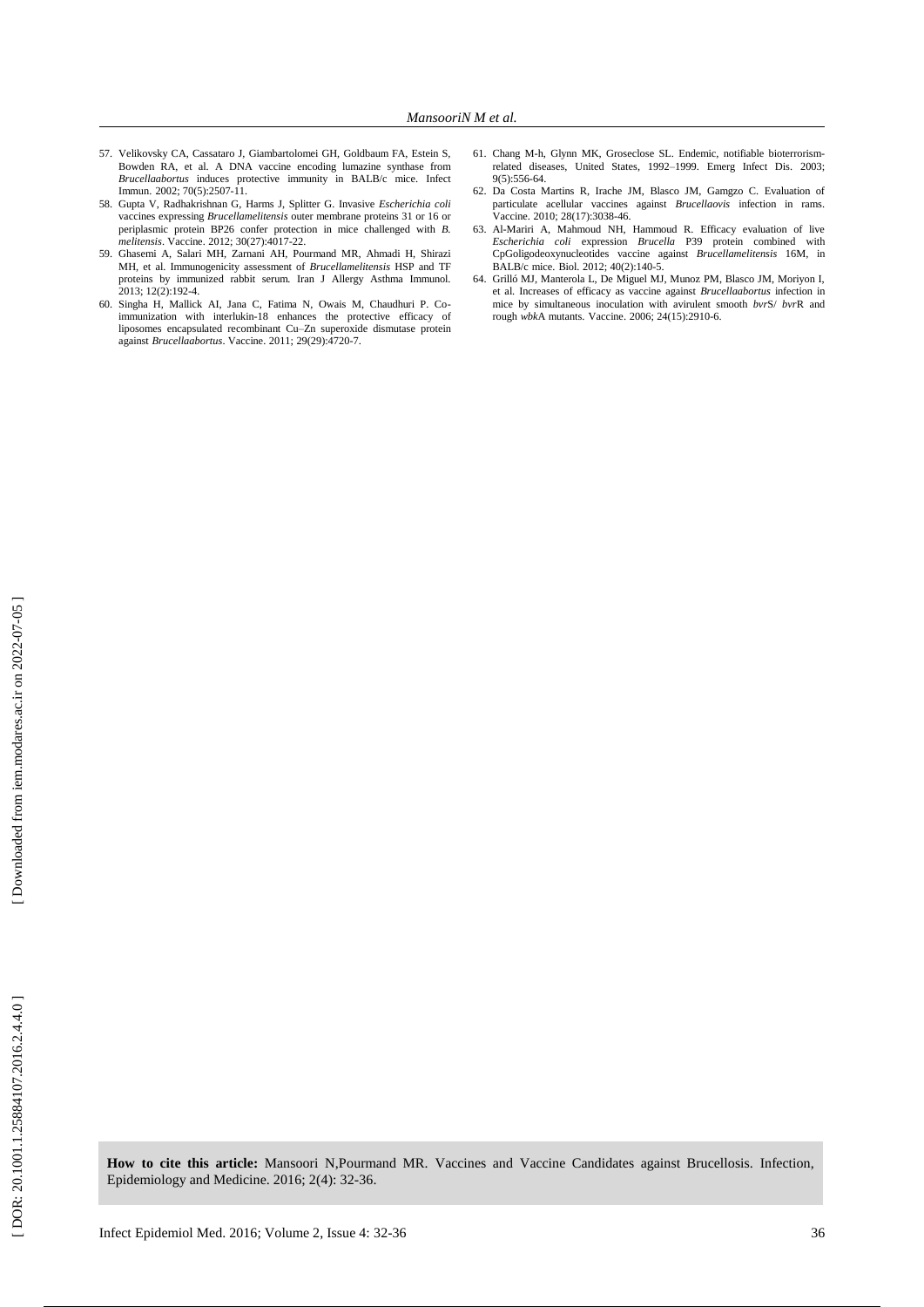57. Velikovsky CA, Cassataro J, Giambartolomei GH, Goldbaum FA, Estein S, Bowden RA, et al. A DNA vaccine encoding lumazine synthase from *Brucellaabortus* induces protective immunity in BALB/c mice. Infect Immun. 2002; 70(5):2507-11.
58. Gupta V, Radhakrishnan G, Harms J, Splitter G. Invasive *Escherichia coli* vaccines expressing *Brucellamelitensis* outer membrane proteins 31 or 16 or periplasmic protein BP26 confer protection in mice challenged with *B. melitensis*. Vaccine. 2012; 30(27):4017-22.
59. Ghasemi A, Salari MH, Zarnani AH, Pourmand MR, Ahmadi H, Shirazi MH, et al. Immunogenicity assessment of *Brucellamelitensis* HSP and TF proteins by immunized rabbit serum. Iran J Allergy Asthma Immunol. 2013; 12(2):192-4.
60. Singha H, Mallick AI, Jana C, Fatima N, Owais M, Chaudhuri P. Co-immunization with interlukin-18 enhances the protective efficacy of liposomes encapsulated recombinant Cu–Zn superoxide dismutase protein against *Brucellaabortus*. Vaccine. 2011; 29(29):4720-7.
61. Chang M-h, Glynn MK, Groseclose SL. Endemic, notifiable bioterrorism-related diseases, United States, 1992–1999. Emerg Infect Dis. 2003; 9(5):556-64.
62. Da Costa Martins R, Irache JM, Blasco JM, Gamgzo C. Evaluation of particulate acellular vaccines against *Brucellaovis* infection in rams. Vaccine. 2010; 28(17):3038-46.
63. Al-Mariri A, Mahmoud NH, Hammoud R. Efficacy evaluation of live *Escherichia coli* expression *Brucella* P39 protein combined with CpGoligodeoxynucleotides vaccine against *Brucellamelitensis* 16M, in BALB/c mice. Biol. 2012; 40(2):140-5.
64. Grilló MJ, Manterola L, De Miguel MJ, Munoz PM, Blasco JM, Moriyon I, et al. Increases of efficacy as vaccine against *Brucellaabortus* infection in mice by simultaneous inoculation with avirulent smooth *bvr*S/ *bvr*R and rough *wbk*A mutants. Vaccine. 2006; 24(15):2910-6.

**How to cite this article:** Mansoori N,Pourmand MR. Vaccines and Vaccine Candidates against Brucellosis. Infection, Epidemiology and Medicine. 2016; 2(4): 32-36.